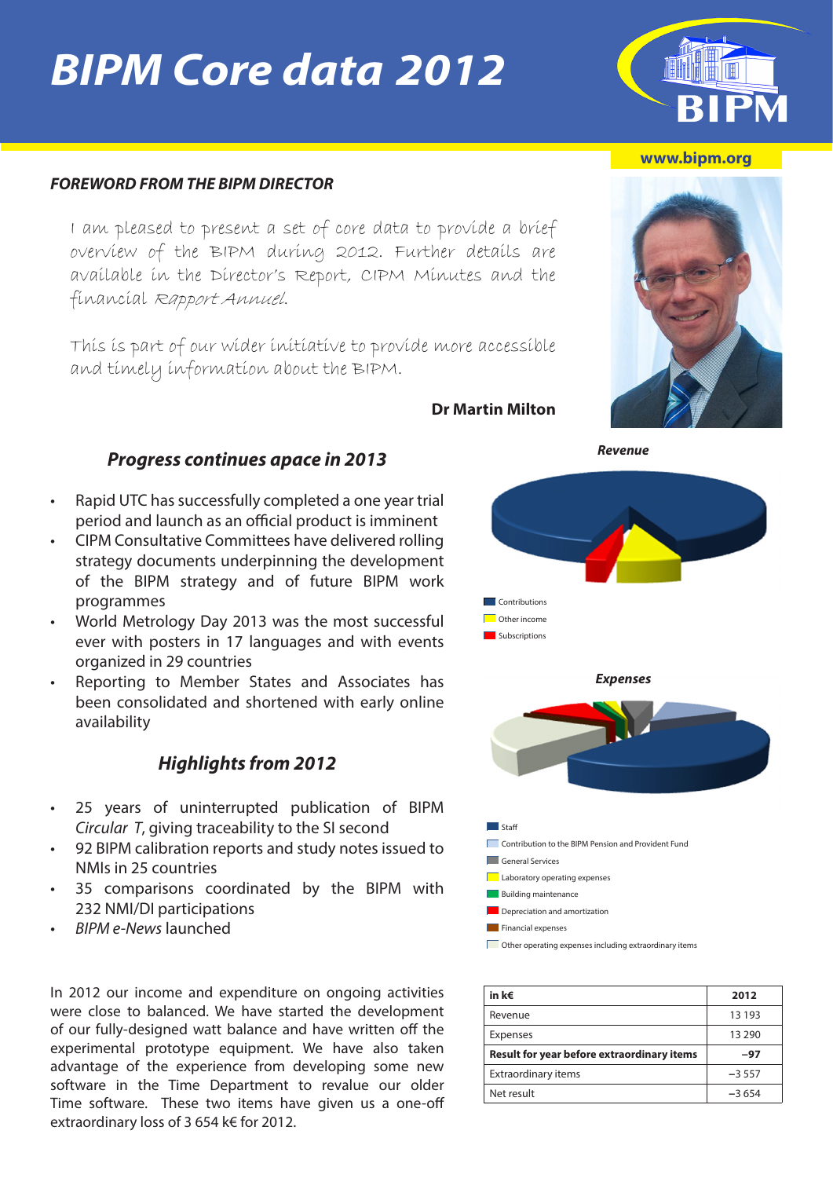# BIPM Core data 2012

www.bipm.org

### FOREWORD FROM THE BIPM DIRECTOR

I am pleased to present a set of core data to provide a brief overview of the BIPM during 2012. Further details are available in the Director's Report, CIPM Minutes and the financial *Rapport Annuel*.

This is part of our wider initiative to provide more accessible and timely information about the BIPM.

**Dr Martin Milton**

## Progress continues apace in 2013

- Rapid UTC has successfully completed a one year trial period and launch as an official product is imminent
- CIPM Consultative Committees have delivered rolling strategy documents underpinning the development of the BIPM strategy and of future BIPM work programmes
- World Metrology Day 2013 was the most successful ever with posters in 17 languages and with events organized in 29 countries
- Reporting to Member States and Associates has been consolidated and shortened with early online availability

## Highlights from 2012

- 25 years of uninterrupted publication of BIPM *Circular T*, giving traceability to the SI second
- 92 BIPM calibration reports and study notes issued to NMIs in 25 countries
- 35 comparisons coordinated by the BIPM with 232 NMI/DI participations
- *BIPM e-News* launched

In 2012 our income and expenditure on ongoing activities were close to balanced. We have started the development of our fully-designed watt balance and have written off the experimental prototype equipment. We have also taken advantage of the experience from developing some new software in the Time Department to revalue our older Time software. These two items have given us a one-off extraordinary loss of 3 654 k€ for 2012.

**Revenue**

- Contributions
- Other income
- Subscriptions

**Expenses**

- Staff
- Contribution to the BIPM Pension and Provident Fund
- General Services
- Laboratory operating expenses
- Building maintenance
- Depreciation and amortization
- Financial expenses
- Other operating expenses including extraordinary items

| in k€ | 2012 |
|---|---|
| Revenue | 13 193 |
| Expenses | 13 290 |
| **Result for year before extraordinary items** | **−97** |
| Extraordinary items | −3 557 |
| Net result | −3 654 |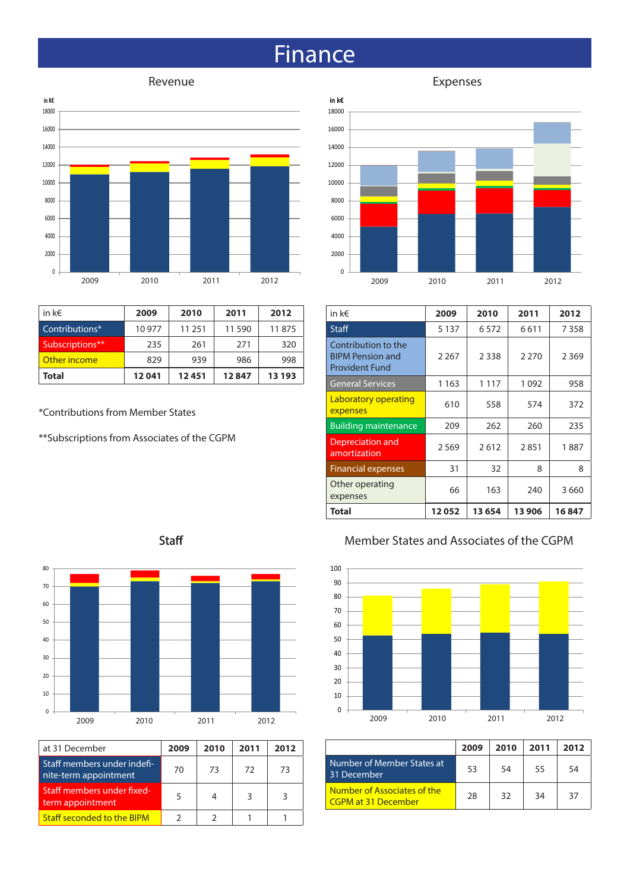# Finance

## Revenue

| in k€ | 2009 | 2010 | 2011 | 2012 |
|---|---|---|---|---|
| Contributions* | 10 977 | 11 251 | 11 590 | 11 875 |
| Subscriptions** | 235 | 261 | 271 | 320 |
| Other income | 829 | 939 | 986 | 998 |
| **Total** | **12 041** | **12 451** | **12 847** | **13 193** |

*Contributions from Member States

**Subscriptions from Associates of the CGPM

## Expenses

| in k€ | 2009 | 2010 | 2011 | 2012 |
|---|---|---|---|---|
| Staff | 5 137 | 6 572 | 6 611 | 7 358 |
| Contribution to the BIPM Pension and Provident Fund | 2 267 | 2 338 | 2 270 | 2 369 |
| General Services | 1 163 | 1 117 | 1 092 | 958 |
| Laboratory operating expenses | 610 | 558 | 574 | 372 |
| Building maintenance | 209 | 262 | 260 | 235 |
| Depreciation and amortization | 2 569 | 2 612 | 2 851 | 1 887 |
| Financial expenses | 31 | 32 | 8 | 8 |
| Other operating expenses | 66 | 163 | 240 | 3 660 |
| **Total** | **12 052** | **13 654** | **13 906** | **16 847** |

## Staff

| at 31 December | 2009 | 2010 | 2011 | 2012 |
|---|---|---|---|---|
| Staff members under indefinite-term appointment | 70 | 73 | 72 | 73 |
| Staff members under fixed-term appointment | 5 | 4 | 3 | 3 |
| Staff seconded to the BIPM | 2 | 2 | 1 | 1 |

## Member States and Associates of the CGPM

| | 2009 | 2010 | 2011 | 2012 |
|---|---|---|---|---|
| Number of Member States at 31 December | 53 | 54 | 55 | 54 |
| Number of Associates of the CGPM at 31 December | 28 | 32 | 34 | 37 |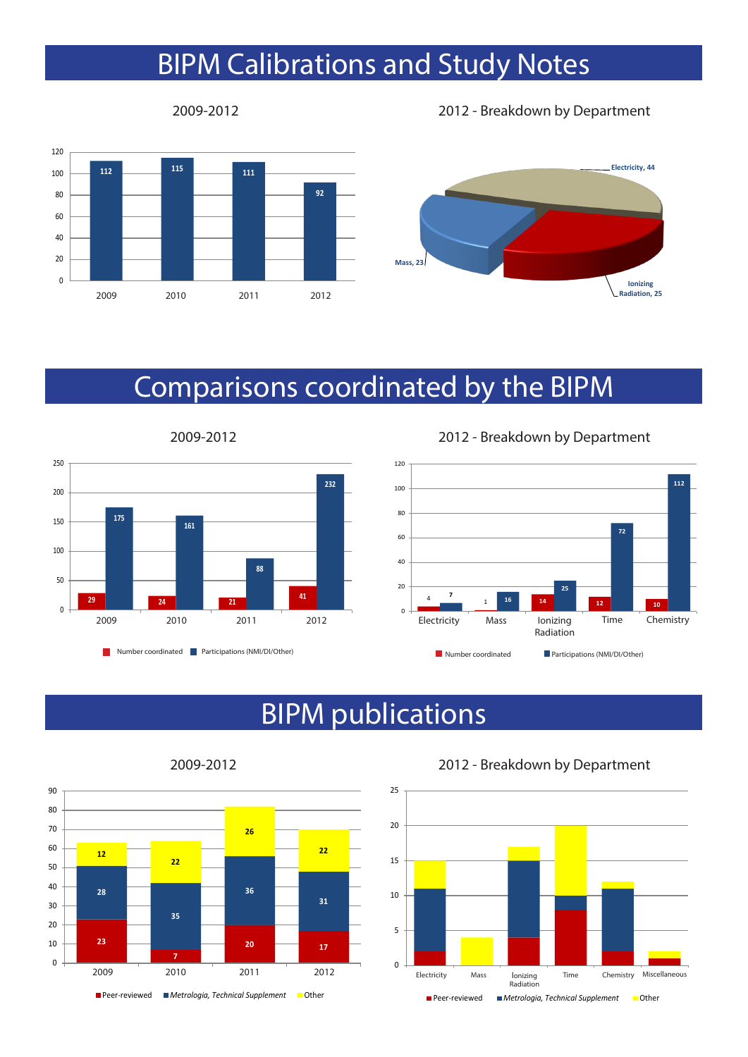# BIPM Calibrations and Study Notes

### 2009-2012

| Year | Calibrations and Study Notes |
|---|---|
| 2009 | 112 |
| 2010 | 115 |
| 2011 | 111 |
| 2012 | 92 |

### 2012 - Breakdown by Department

| Department | Number |
|---|---|
| Electricity | 44 |
| Ionizing Radiation | 25 |
| Mass | 23 |

# Comparisons coordinated by the BIPM

### 2009-2012

| Year | Number coordinated | Participations (NMI/DI/Other) |
|---|---|---|
| 2009 | 29 | 175 |
| 2010 | 24 | 161 |
| 2011 | 21 | 88 |
| 2012 | 41 | 232 |

### 2012 - Breakdown by Department

| Department | Number coordinated | Participations (NMI/DI/Other) |
|---|---|---|
| Electricity | 4 | 7 |
| Mass | 1 | 16 |
| Ionizing Radiation | 14 | 25 |
| Time | 12 | 72 |
| Chemistry | 10 | 112 |

# BIPM publications

### 2009-2012

| Year | Peer-reviewed | *Metrologia, Technical Supplement* | Other |
|---|---|---|---|
| 2009 | 23 | 28 | 12 |
| 2010 | 7 | 35 | 22 |
| 2011 | 20 | 36 | 26 |
| 2012 | 17 | 31 | 22 |

### 2012 - Breakdown by Department

| Department | Peer-reviewed | *Metrologia, Technical Supplement* | Other |
|---|---|---|---|
| Electricity | 2 | 9 | 4 |
| Mass | 0 | 0 | 4 |
| Ionizing Radiation | 4 | 11 | 2 |
| Time | 8 | 2 | 10 |
| Chemistry | 2 | 9 | 1 |
| Miscellaneous | 1 | 0 | 1 |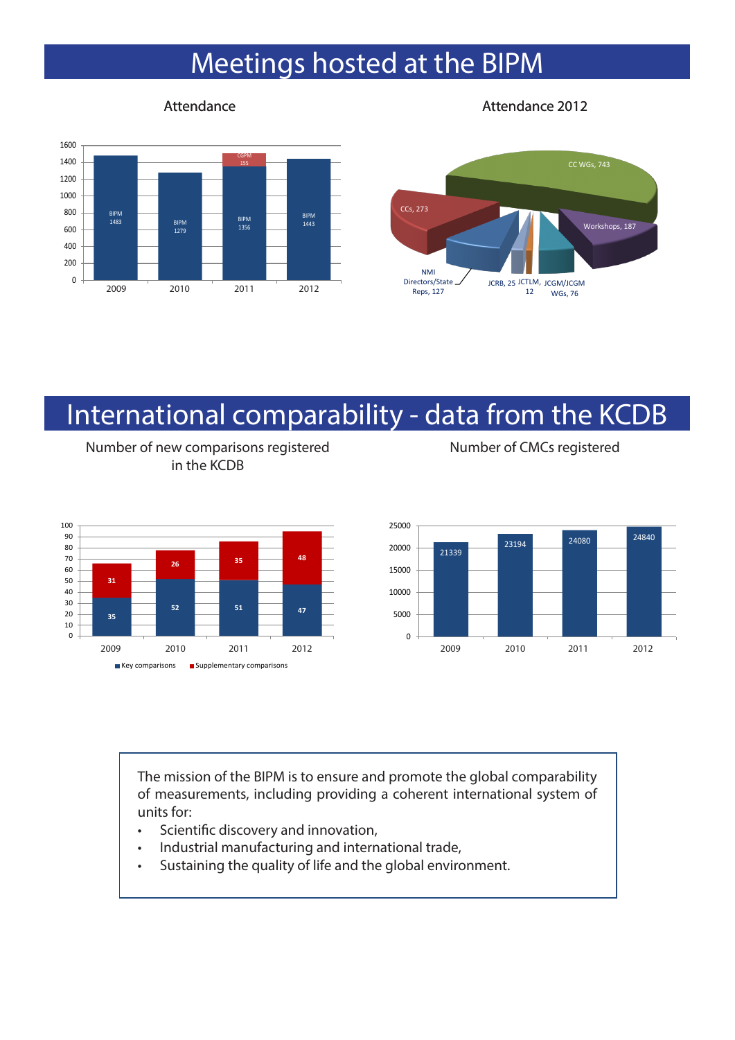# Meetings hosted at the BIPM

Attendance

1600
1400
1200
1000
800
600
400
200
0

BIPM 1483
BIPM 1279
CGPM 155
BIPM 1356
BIPM 1443

2009
2010
2011
2012

Attendance 2012

CC WGs, 743
CCs, 273
Workshops, 187
NMI Directors/State Reps, 127
JCRB, 25
JCTLM, 12
JCGM/JCGM WGs, 76

# International comparability - data from the KCDB

Number of new comparisons registered in the KCDB

100
90
80
70
60
50
40
30
20
10
0

31
35
26
52
35
51
48
47

2009
2010
2011
2012

Key comparisons
Supplementary comparisons

Number of CMCs registered

25000
20000
15000
10000
5000
0

21339
23194
24080
24840

2009
2010
2011
2012

The mission of the BIPM is to ensure and promote the global comparability of measurements, including providing a coherent international system of units for:

- Scientific discovery and innovation,
- Industrial manufacturing and international trade,
- Sustaining the quality of life and the global environment.